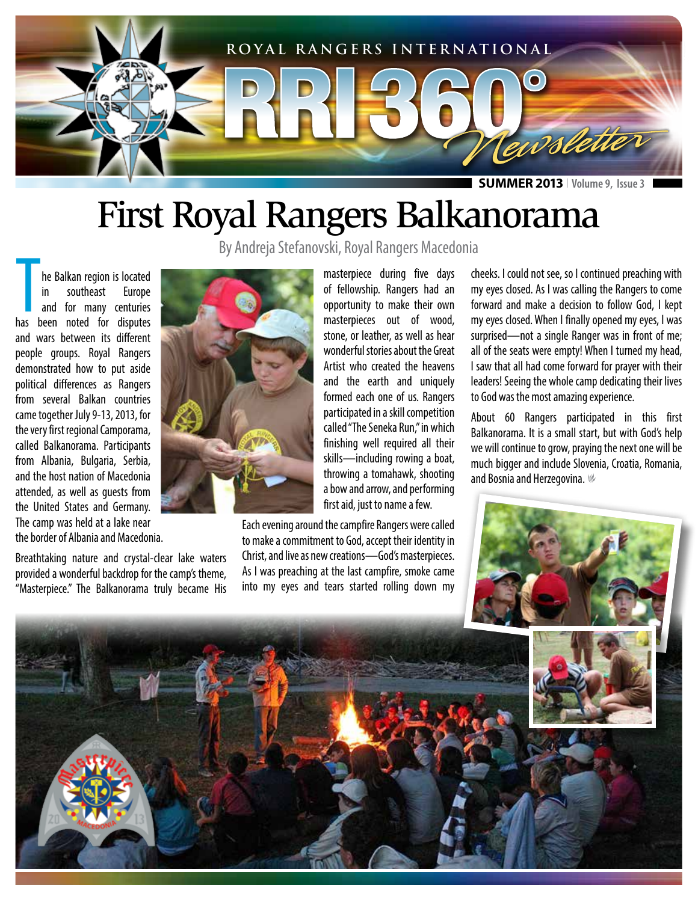# First Royal Rangers Balkanorama

By Andreja Stefanovski, Royal Rangers Macedonia

The Balkan region is located in southeast Europe and for many centuries has been noted for disputes and wars between its different people groups. Royal Rangers demonstrated how to put aside political differences as Rangers from several Balkan countries came together July 9-13, 2013, for the very first regional Camporama, called Balkanorama. Participants from Albania, Bulgaria, Serbia, and the host nation of Macedonia attended, as well as guests from the United States and Germany. The camp was held at a lake near the border of Albania and Macedonia.

Breathtaking nature and crystal-clear lake waters provided a wonderful backdrop for the camp's theme, "Masterpiece." The Balkanorama truly became His masterpiece during five days of fellowship. Rangers had an opportunity to make their own masterpieces out of wood, stone, or leather, as well as hear wonderful stories about the Great Artist who created the heavens and the earth and uniquely formed each one of us. Rangers participated in a skill competition called "The Seneka Run," in which finishing well required all their skills—including rowing a boat, throwing a tomahawk, shooting a bow and arrow, and performing first aid, just to name a few.

Each evening around the campfire Rangers were called to make a commitment to God, accept their identity in Christ, and live as new creations—God's masterpieces. As I was preaching at the last campfire, smoke came into my eyes and tears started rolling down my cheeks. I could not see, so I continued preaching with my eyes closed. As I was calling the Rangers to come forward and make a decision to follow God, I kept my eyes closed. When I finally opened my eyes, I was surprised—not a single Ranger was in front of me; all of the seats were empty! When I turned my head, I saw that all had come forward for prayer with their leaders! Seeing the whole camp dedicating their lives to God was the most amazing experience.

About 60 Rangers participated in this first Balkanorama. It is a small start, but with God's help we will continue to grow, praying the next one will be much bigger and include Slovenia, Croatia, Romania, and Bosnia and Herzegovina.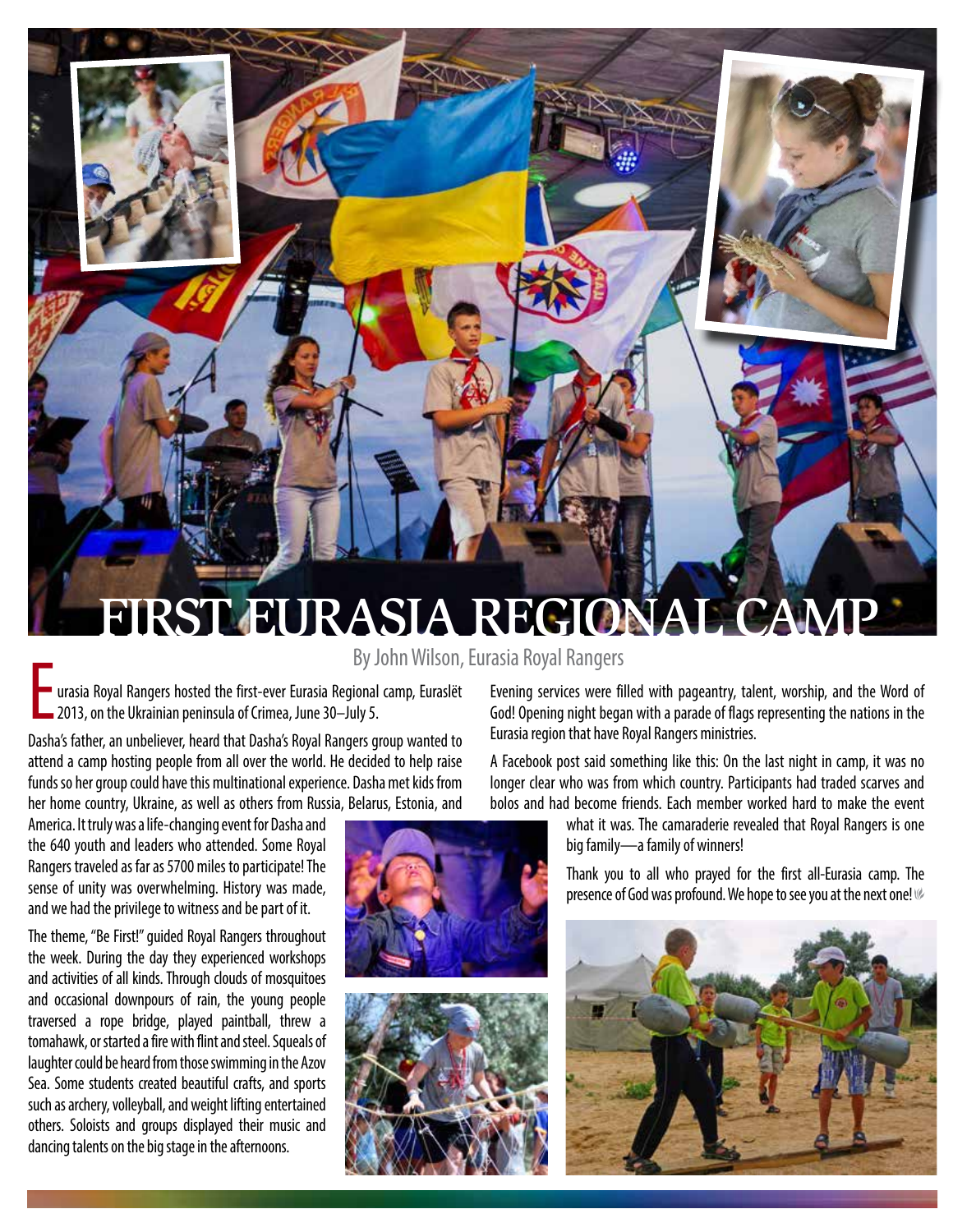# FIRST EURASIA REGIONAL CAMP

By John Wilson, Eurasia Royal Rangers

Eurasia Royal Rangers hosted the first-ever Eurasia Regional camp, Euraslёt 2013, on the Ukrainian peninsula of Crimea, June 30–July 5.

Dasha's father, an unbeliever, heard that Dasha's Royal Rangers group wanted to attend a camp hosting people from all over the world. He decided to help raise funds so her group could have this multinational experience. Dasha met kids from her home country, Ukraine, as well as others from Russia, Belarus, Estonia, and America. It truly was a life-changing event for Dasha and the 640 youth and leaders who attended. Some Royal Rangers traveled as far as 5700 miles to participate! The sense of unity was overwhelming. History was made, and we had the privilege to witness and be part of it.

The theme, "Be First!" guided Royal Rangers throughout the week. During the day they experienced workshops and activities of all kinds. Through clouds of mosquitoes and occasional downpours of rain, the young people traversed a rope bridge, played paintball, threw a tomahawk, or started a fire with flint and steel. Squeals of laughter could be heard from those swimming in the Azov Sea. Some students created beautiful crafts, and sports such as archery, volleyball, and weight lifting entertained others. Soloists and groups displayed their music and dancing talents on the big stage in the afternoons.

Evening services were filled with pageantry, talent, worship, and the Word of God! Opening night began with a parade of flags representing the nations in the Eurasia region that have Royal Rangers ministries.

A Facebook post said something like this: On the last night in camp, it was no longer clear who was from which country. Participants had traded scarves and bolos and had become friends. Each member worked hard to make the event what it was. The camaraderie revealed that Royal Rangers is one big family—a family of winners!

Thank you to all who prayed for the first all-Eurasia camp. The presence of God was profound. We hope to see you at the next one!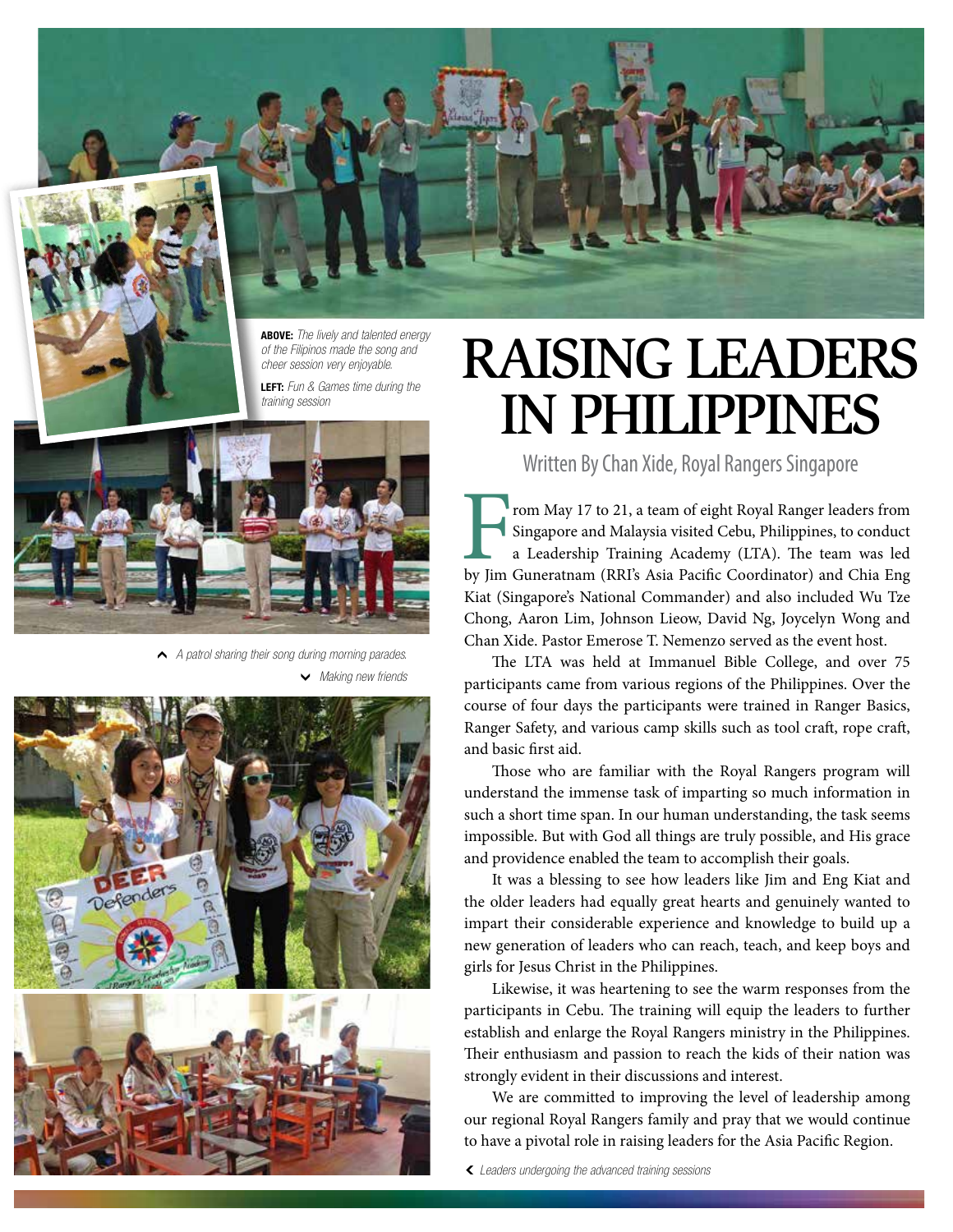**ABOVE:** *The lively and talented energy of the Filipinos made the song and cheer session very enjoyable.*

**LEFT:** *Fun & Games time during the training session*

# RAISING LEADERS IN PHILIPPINES

Written By Chan Xide, Royal Rangers Singapore

From May 17 to 21, a team of eight Royal Ranger leaders from Singapore and Malaysia visited Cebu, Philippines, to conduct a Leadership Training Academy (LTA). The team was led by Jim Guneratnam (RRI's Asia Pacific Coordinator) and Chia Eng Kiat (Singapore's National Commander) and also included Wu Tze Chong, Aaron Lim, Johnson Lieow, David Ng, Joycelyn Wong and Chan Xide. Pastor Emerose T. Nemenzo served as the event host.

The LTA was held at Immanuel Bible College, and over 75 participants came from various regions of the Philippines. Over the course of four days the participants were trained in Ranger Basics, Ranger Safety, and various camp skills such as tool craft, rope craft, and basic first aid.

Those who are familiar with the Royal Rangers program will understand the immense task of imparting so much information in such a short time span. In our human understanding, the task seems impossible. But with God all things are truly possible, and His grace and providence enabled the team to accomplish their goals.

It was a blessing to see how leaders like Jim and Eng Kiat and the older leaders had equally great hearts and genuinely wanted to impart their considerable experience and knowledge to build up a new generation of leaders who can reach, teach, and keep boys and girls for Jesus Christ in the Philippines.

Likewise, it was heartening to see the warm responses from the participants in Cebu. The training will equip the leaders to further establish and enlarge the Royal Rangers ministry in the Philippines. Their enthusiasm and passion to reach the kids of their nation was strongly evident in their discussions and interest.

We are committed to improving the level of leadership among our regional Royal Rangers family and pray that we would continue to have a pivotal role in raising leaders for the Asia Pacific Region.

*A patrol sharing their song during morning parades.*

*Making new friends*

*Leaders undergoing the advanced training sessions*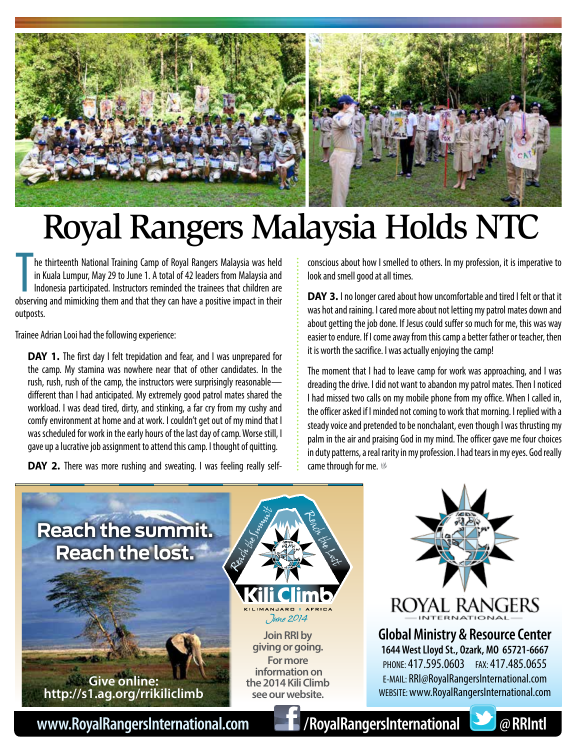# Royal Rangers Malaysia Holds NTC

The thirteenth National Training Camp of Royal Rangers Malaysia was held in Kuala Lumpur, May 29 to June 1. A total of 42 leaders from Malaysia and Indonesia participated. Instructors reminded the trainees that children are observing and mimicking them and that they can have a positive impact in their outposts.

Trainee Adrian Looi had the following experience:

**DAY 1.** The first day I felt trepidation and fear, and I was unprepared for the camp. My stamina was nowhere near that of other candidates. In the rush, rush, rush of the camp, the instructors were surprisingly reasonable—different than I had anticipated. My extremely good patrol mates shared the workload. I was dead tired, dirty, and stinking, a far cry from my cushy and comfy environment at home and at work. I couldn't get out of my mind that I was scheduled for work in the early hours of the last day of camp. Worse still, I gave up a lucrative job assignment to attend this camp. I thought of quitting.

**DAY 2.** There was more rushing and sweating. I was feeling really self-conscious about how I smelled to others. In my profession, it is imperative to look and smell good at all times.

**DAY 3.** I no longer cared about how uncomfortable and tired I felt or that it was hot and raining. I cared more about not letting my patrol mates down and about getting the job done. If Jesus could suffer so much for me, this was way easier to endure. If I come away from this camp a better father or teacher, then it is worth the sacrifice. I was actually enjoying the camp!

The moment that I had to leave camp for work was approaching, and I was dreading the drive. I did not want to abandon my patrol mates. Then I noticed I had missed two calls on my mobile phone from my office. When I called in, the officer asked if I minded not coming to work that morning. I replied with a steady voice and pretended to be nonchalant, even though I was thrusting my palm in the air and praising God in my mind. The officer gave me four choices in duty patterns, a real rarity in my profession. I had tears in my eyes. God really came through for me.

Reach the summit. Reach the lost.

Give online: http://s1.ag.org/rrikiliclimb

Reach the Summit · Reach the Lost

Kili Climb

KILIMANJARO | AFRICA

June 2014

Join RRI by giving or going. For more information on the 2014 Kili Climb see our website.

ROYAL RANGERS INTERNATIONAL

**Global Ministry & Resource Center**

**1644 West Lloyd St., Ozark, MO 65721-6667**

PHONE: 417.595.0603 FAX: 417.485.0655

E-MAIL: RRI@RoyalRangersInternational.com

WEBSITE: www.RoyalRangersInternational.com

www.RoyalRangersInternational.com /RoyalRangersInternational @RRIntl